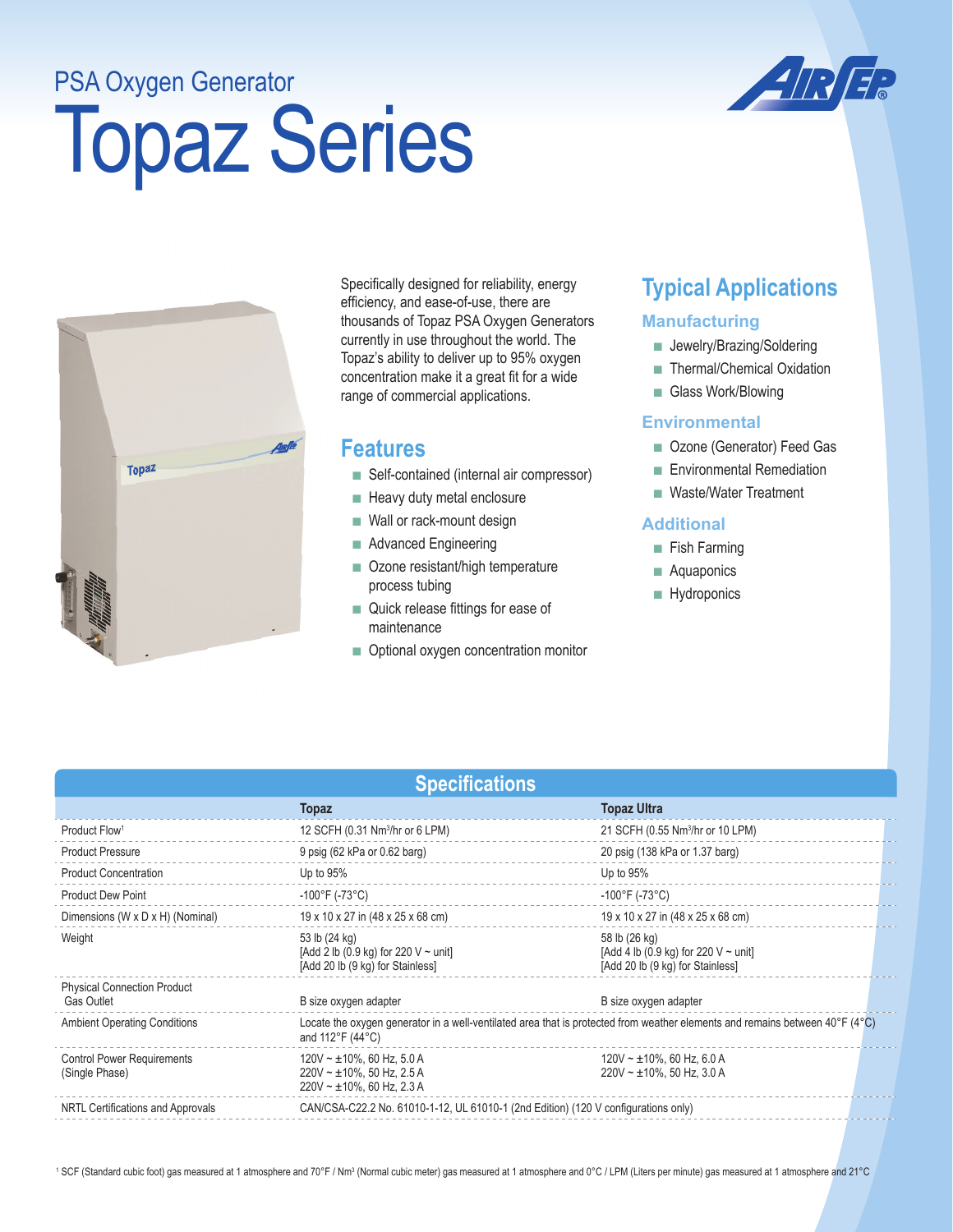PSA Oxygen Generator

# Topaz Series

Specifically designed for reliability, energy efficiency, and ease-of-use, there are thousands of Topaz PSA Oxygen Generators currently in use throughout the world. The Topaz's ability to deliver up to 95% oxygen concentration make it a great fit for a wide range of commercial applications.

## Features

- Self-contained (internal air compressor)
- Heavy duty metal enclosure
- Wall or rack-mount design
- Advanced Engineering
- Ozone resistant/high temperature process tubing
- Quick release fittings for ease of maintenance
- Optional oxygen concentration monitor

## Typical Applications

### Manufacturing

- Jewelry/Brazing/Soldering
- Thermal/Chemical Oxidation
- Glass Work/Blowing

### Environmental

- Ozone (Generator) Feed Gas
- Environmental Remediation
- Waste/Water Treatment

### Additional

- Fish Farming
- Aquaponics
- Hydroponics

## Specifications

| | Topaz | Topaz Ultra |
|---|---|---|
| Product Flow[1] | 12 SCFH (0.31 Nm³/hr or 6 LPM) | 21 SCFH (0.55 Nm³/hr or 10 LPM) |
| Product Pressure | 9 psig (62 kPa or 0.62 barg) | 20 psig (138 kPa or 1.37 barg) |
| Product Concentration | Up to 95% | Up to 95% |
| Product Dew Point | -100°F (-73°C) | -100°F (-73°C) |
| Dimensions (W x D x H) (Nominal) | 19 x 10 x 27 in (48 x 25 x 68 cm) | 19 x 10 x 27 in (48 x 25 x 68 cm) |
| Weight | 53 lb (24 kg) [Add 2 lb (0.9 kg) for 220 V ~ unit] [Add 20 lb (9 kg) for Stainless] | 58 lb (26 kg) [Add 4 lb (0.9 kg) for 220 V ~ unit] [Add 20 lb (9 kg) for Stainless] |
| Physical Connection Product Gas Outlet | B size oxygen adapter | B size oxygen adapter |
| Ambient Operating Conditions | Locate the oxygen generator in a well-ventilated area that is protected from weather elements and remains between 40°F (4°C) and 112°F (44°C) | |
| Control Power Requirements (Single Phase) | 120V ~ ±10%, 60 Hz, 5.0 A<br>220V ~ ±10%, 50 Hz, 2.5 A<br>220V ~ ±10%, 60 Hz, 2.3 A | 120V ~ ±10%, 60 Hz, 6.0 A<br>220V ~ ±10%, 50 Hz, 3.0 A |
| NRTL Certifications and Approvals | CAN/CSA-C22.2 No. 61010-1-12, UL 61010-1 (2nd Edition) (120 V configurations only) | |

[1] SCF (Standard cubic foot) gas measured at 1 atmosphere and 70°F / Nm³ (Normal cubic meter) gas measured at 1 atmosphere and 0°C / LPM (Liters per minute) gas measured at 1 atmosphere and 21°C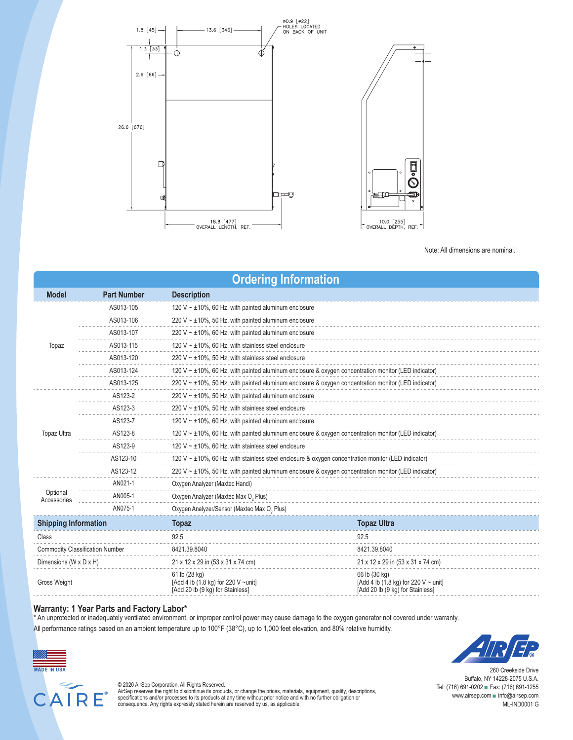1.8 [45]

13.6 [346]

ø0.9 [ø22] HOLES LOCATED ON BACK OF UNIT

1.3 [33]

2.6 [66]

26.6 [676]

18.8 [477] OVERALL LENGTH, REF.

10.0 [255] OVERALL DEPTH, REF.

Note: All dimensions are nominal.

## Ordering Information

| Model | Part Number | Description |
|---|---|---|
| Topaz | AS013-105 | 120 V ~ ±10%, 60 Hz, with painted aluminum enclosure |
| | AS013-106 | 220 V ~ ±10%, 50 Hz, with painted aluminum enclosure |
| | AS013-107 | 220 V ~ ±10%, 60 Hz, with painted aluminum enclosure |
| | AS013-115 | 120 V ~ ±10%, 60 Hz, with stainless steel enclosure |
| | AS013-120 | 220 V ~ ±10%, 50 Hz, with stainless steel enclosure |
| | AS013-124 | 120 V ~ ±10%, 60 Hz, with painted aluminum enclosure & oxygen concentration monitor (LED indicator) |
| | AS013-125 | 220 V ~ ±10%, 50 Hz, with painted aluminum enclosure & oxygen concentration monitor (LED indicator) |
| Topaz Ultra | AS123-2 | 220 V ~ ±10%, 50 Hz, with painted aluminum enclosure |
| | AS123-3 | 220 V ~ ±10%, 50 Hz, with stainless steel enclosure |
| | AS123-7 | 120 V ~ ±10%, 60 Hz, with painted aluminum enclosure |
| | AS123-8 | 120 V ~ ±10%, 60 Hz, with painted aluminum enclosure & oxygen concentration monitor (LED indicator) |
| | AS123-9 | 120 V ~ ±10%, 60 Hz, with stainless steel enclosure |
| | AS123-10 | 120 V ~ ±10%, 60 Hz, with stainless steel enclosure & oxygen concentration monitor (LED indicator) |
| | AS123-12 | 220 V ~ ±10%, 50 Hz, with painted aluminum enclosure & oxygen concentration monitor (LED indicator) |
| Optional Accessories | AN021-1 | Oxygen Analyzer (Maxtec Handi) |
| | AN005-1 | Oxygen Analyzer (Maxtec Max $O_2$ Plus) |
| | AN075-1 | Oxygen Analyzer/Sensor (Maxtec Max $O_2$ Plus) |

| Shipping Information | Topaz | Topaz Ultra |
|---|---|---|
| Class | 92.5 | 92.5 |
| Commodity Classification Number | 8421.39.8040 | 8421.39.8040 |
| Dimensions (W x D x H) | 21 x 12 x 29 in (53 x 31 x 74 cm) | 21 x 12 x 29 in (53 x 31 x 74 cm) |
| Gross Weight | 61 lb (28 kg) [Add 4 lb (1.8 kg) for 220 V ~unit] [Add 20 lb (9 kg) for Stainless] | 66 lb (30 kg) [Add 4 lb (1.8 kg) for 220 V ~ unit] [Add 20 lb (9 kg) for Stainless] |

### Warranty: 1 Year Parts and Factory Labor*

* An unprotected or inadequately ventilated environment, or improper control power may cause damage to the oxygen generator not covered under warranty.

All performance ratings based on an ambient temperature up to 100°F (38°C), up to 1,000 feet elevation, and 80% relative humidity.

MADE IN USA

CAIRE®

© 2020 AirSep Corporation. All Rights Reserved.
AirSep reserves the right to discontinue its products, or change the prices, materials, equipment, quality, descriptions, specifications and/or processes to its products at any time without prior notice and with no further obligation or consequence. Any rights expressly stated herein are reserved by us, as applicable.

AirSep®

260 Creekside Drive
Buffalo, NY 14228-2075 U.S.A.
Tel: (716) 691-0202 ■ Fax: (716) 691-1255
www.airsep.com ■ info@airsep.com
ML-IND0001 G